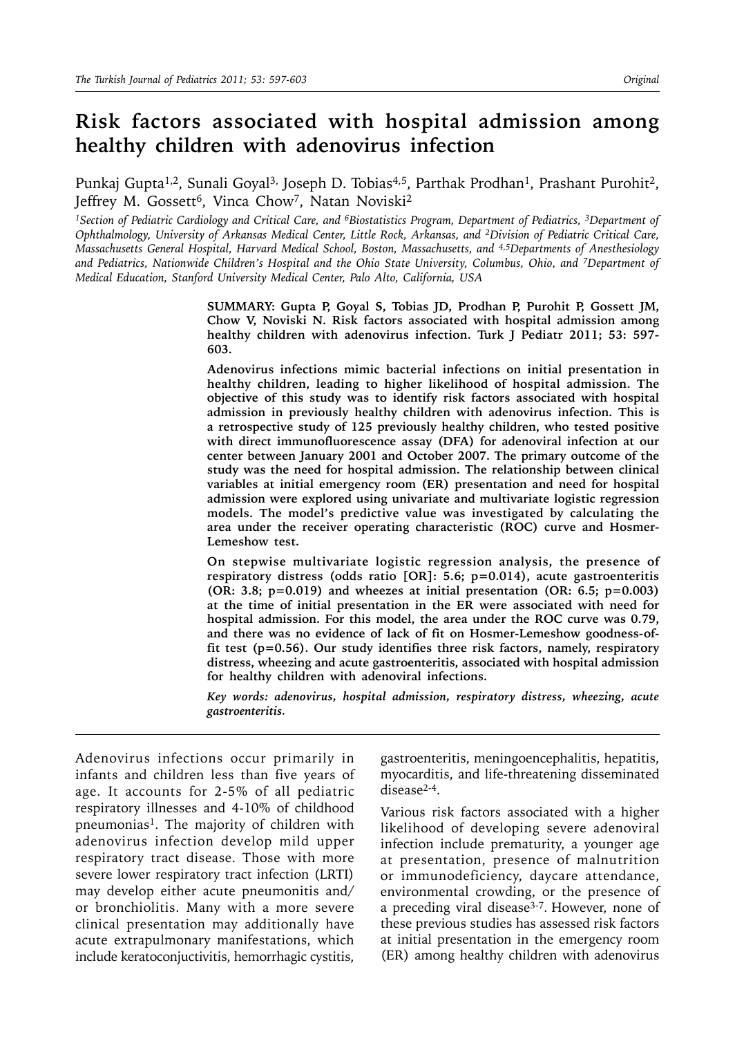# Risk factors associated with hospital admission among healthy children with adenovirus infection

Punkaj Gupta[1,2], Sunali Goyal[3], Joseph D. Tobias[4,5], Parthak Prodhan[1], Prashant Purohit[2], Jeffrey M. Gossett[6], Vinca Chow[7], Natan Noviski[2]

*[1]Section of Pediatric Cardiology and Critical Care, and [6]Biostatistics Program, Department of Pediatrics, [3]Department of Ophthalmology, University of Arkansas Medical Center, Little Rock, Arkansas, and [2]Division of Pediatric Critical Care, Massachusetts General Hospital, Harvard Medical School, Boston, Massachusetts, and [4,5]Departments of Anesthesiology and Pediatrics, Nationwide Children's Hospital and the Ohio State University, Columbus, Ohio, and [7]Department of Medical Education, Stanford University Medical Center, Palo Alto, California, USA*

**SUMMARY: Gupta P, Goyal S, Tobias JD, Prodhan P, Purohit P, Gossett JM, Chow V, Noviski N. Risk factors associated with hospital admission among healthy children with adenovirus infection. Turk J Pediatr 2011; 53: 597-603.**

**Adenovirus infections mimic bacterial infections on initial presentation in healthy children, leading to higher likelihood of hospital admission. The objective of this study was to identify risk factors associated with hospital admission in previously healthy children with adenovirus infection. This is a retrospective study of 125 previously healthy children, who tested positive with direct immunofluorescence assay (DFA) for adenoviral infection at our center between January 2001 and October 2007. The primary outcome of the study was the need for hospital admission. The relationship between clinical variables at initial emergency room (ER) presentation and need for hospital admission were explored using univariate and multivariate logistic regression models. The model's predictive value was investigated by calculating the area under the receiver operating characteristic (ROC) curve and Hosmer-Lemeshow test.**

**On stepwise multivariate logistic regression analysis, the presence of respiratory distress (odds ratio [OR]: 5.6; p=0.014), acute gastroenteritis (OR: 3.8; p=0.019) and wheezes at initial presentation (OR: 6.5; p=0.003) at the time of initial presentation in the ER were associated with need for hospital admission. For this model, the area under the ROC curve was 0.79, and there was no evidence of lack of fit on Hosmer-Lemeshow goodness-of-fit test (p=0.56). Our study identifies three risk factors, namely, respiratory distress, wheezing and acute gastroenteritis, associated with hospital admission for healthy children with adenoviral infections.**

***Key words: adenovirus, hospital admission, respiratory distress, wheezing, acute gastroenteritis.***

Adenovirus infections occur primarily in infants and children less than five years of age. It accounts for 2-5% of all pediatric respiratory illnesses and 4-10% of childhood pneumonias[1]. The majority of children with adenovirus infection develop mild upper respiratory tract disease. Those with more severe lower respiratory tract infection (LRTI) may develop either acute pneumonitis and/or bronchiolitis. Many with a more severe clinical presentation may additionally have acute extrapulmonary manifestations, which include keratoconjuctivitis, hemorrhagic cystitis, gastroenteritis, meningoencephalitis, hepatitis, myocarditis, and life-threatening disseminated disease[2-4].

Various risk factors associated with a higher likelihood of developing severe adenoviral infection include prematurity, a younger age at presentation, presence of malnutrition or immunodeficiency, daycare attendance, environmental crowding, or the presence of a preceding viral disease[3-7]. However, none of these previous studies has assessed risk factors at initial presentation in the emergency room (ER) among healthy children with adenovirus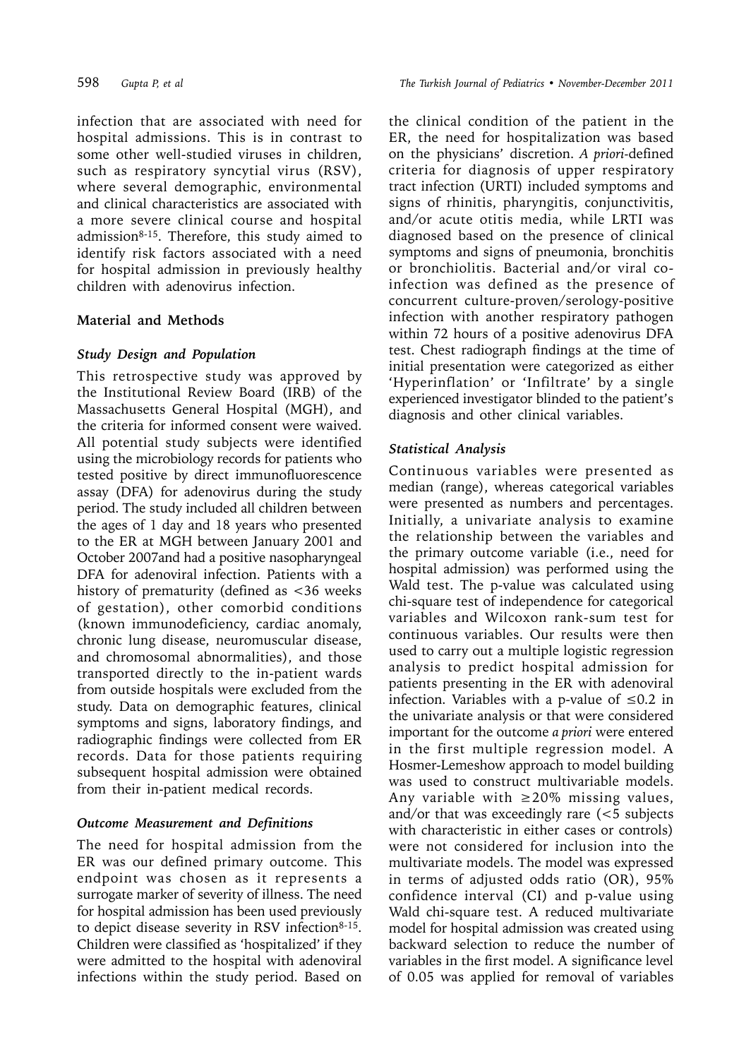infection that are associated with need for hospital admissions. This is in contrast to some other well-studied viruses in children, such as respiratory syncytial virus (RSV), where several demographic, environmental and clinical characteristics are associated with a more severe clinical course and hospital admission[8-15]. Therefore, this study aimed to identify risk factors associated with a need for hospital admission in previously healthy children with adenovirus infection.

## Material and Methods

### *Study Design and Population*

This retrospective study was approved by the Institutional Review Board (IRB) of the Massachusetts General Hospital (MGH), and the criteria for informed consent were waived. All potential study subjects were identified using the microbiology records for patients who tested positive by direct immunofluorescence assay (DFA) for adenovirus during the study period. The study included all children between the ages of 1 day and 18 years who presented to the ER at MGH between January 2001 and October 2007and had a positive nasopharyngeal DFA for adenoviral infection. Patients with a history of prematurity (defined as <36 weeks of gestation), other comorbid conditions (known immunodeficiency, cardiac anomaly, chronic lung disease, neuromuscular disease, and chromosomal abnormalities), and those transported directly to the in-patient wards from outside hospitals were excluded from the study. Data on demographic features, clinical symptoms and signs, laboratory findings, and radiographic findings were collected from ER records. Data for those patients requiring subsequent hospital admission were obtained from their in-patient medical records.

### *Outcome Measurement and Definitions*

The need for hospital admission from the ER was our defined primary outcome. This endpoint was chosen as it represents a surrogate marker of severity of illness. The need for hospital admission has been used previously to depict disease severity in RSV infection[8-15]. Children were classified as 'hospitalized' if they were admitted to the hospital with adenoviral infections within the study period. Based on the clinical condition of the patient in the ER, the need for hospitalization was based on the physicians' discretion. *A priori*-defined criteria for diagnosis of upper respiratory tract infection (URTI) included symptoms and signs of rhinitis, pharyngitis, conjunctivitis, and/or acute otitis media, while LRTI was diagnosed based on the presence of clinical symptoms and signs of pneumonia, bronchitis or bronchiolitis. Bacterial and/or viral co-infection was defined as the presence of concurrent culture-proven/serology-positive infection with another respiratory pathogen within 72 hours of a positive adenovirus DFA test. Chest radiograph findings at the time of initial presentation were categorized as either 'Hyperinflation' or 'Infiltrate' by a single experienced investigator blinded to the patient's diagnosis and other clinical variables.

### *Statistical Analysis*

Continuous variables were presented as median (range), whereas categorical variables were presented as numbers and percentages. Initially, a univariate analysis to examine the relationship between the variables and the primary outcome variable (i.e., need for hospital admission) was performed using the Wald test. The p-value was calculated using chi-square test of independence for categorical variables and Wilcoxon rank-sum test for continuous variables. Our results were then used to carry out a multiple logistic regression analysis to predict hospital admission for patients presenting in the ER with adenoviral infection. Variables with a p-value of $\leq 0.2$ in the univariate analysis or that were considered important for the outcome *a priori* were entered in the first multiple regression model. A Hosmer-Lemeshow approach to model building was used to construct multivariable models. Any variable with $\geq 20\%$ missing values, and/or that was exceedingly rare (<5 subjects with characteristic in either cases or controls) were not considered for inclusion into the multivariate models. The model was expressed in terms of adjusted odds ratio (OR), 95% confidence interval (CI) and p-value using Wald chi-square test. A reduced multivariate model for hospital admission was created using backward selection to reduce the number of variables in the first model. A significance level of 0.05 was applied for removal of variables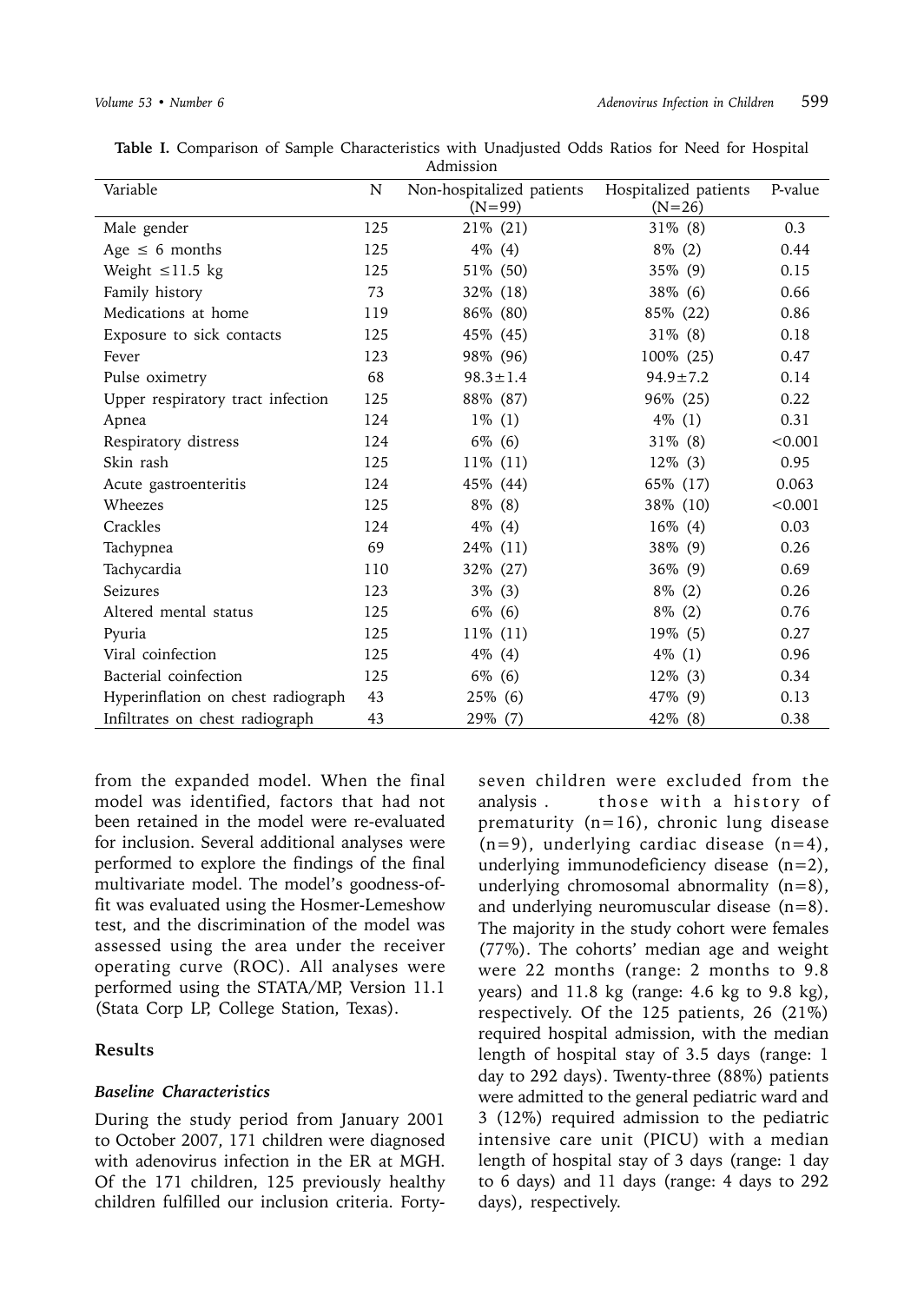**Table I.** Comparison of Sample Characteristics with Unadjusted Odds Ratios for Need for Hospital Admission

| Variable | N | Non-hospitalized patients (N=99) | Hospitalized patients (N=26) | P-value |
|---|---|---|---|---|
| Male gender | 125 | 21% (21) | 31% (8) | 0.3 |
| Age ≤ 6 months | 125 | 4% (4) | 8% (2) | 0.44 |
| Weight ≤11.5 kg | 125 | 51% (50) | 35% (9) | 0.15 |
| Family history | 73 | 32% (18) | 38% (6) | 0.66 |
| Medications at home | 119 | 86% (80) | 85% (22) | 0.86 |
| Exposure to sick contacts | 125 | 45% (45) | 31% (8) | 0.18 |
| Fever | 123 | 98% (96) | 100% (25) | 0.47 |
| Pulse oximetry | 68 | 98.3±1.4 | 94.9±7.2 | 0.14 |
| Upper respiratory tract infection | 125 | 88% (87) | 96% (25) | 0.22 |
| Apnea | 124 | 1% (1) | 4% (1) | 0.31 |
| Respiratory distress | 124 | 6% (6) | 31% (8) | <0.001 |
| Skin rash | 125 | 11% (11) | 12% (3) | 0.95 |
| Acute gastroenteritis | 124 | 45% (44) | 65% (17) | 0.063 |
| Wheezes | 125 | 8% (8) | 38% (10) | <0.001 |
| Crackles | 124 | 4% (4) | 16% (4) | 0.03 |
| Tachypnea | 69 | 24% (11) | 38% (9) | 0.26 |
| Tachycardia | 110 | 32% (27) | 36% (9) | 0.69 |
| Seizures | 123 | 3% (3) | 8% (2) | 0.26 |
| Altered mental status | 125 | 6% (6) | 8% (2) | 0.76 |
| Pyuria | 125 | 11% (11) | 19% (5) | 0.27 |
| Viral coinfection | 125 | 4% (4) | 4% (1) | 0.96 |
| Bacterial coinfection | 125 | 6% (6) | 12% (3) | 0.34 |
| Hyperinflation on chest radiograph | 43 | 25% (6) | 47% (9) | 0.13 |
| Infiltrates on chest radiograph | 43 | 29% (7) | 42% (8) | 0.38 |

from the expanded model. When the final model was identified, factors that had not been retained in the model were re-evaluated for inclusion. Several additional analyses were performed to explore the findings of the final multivariate model. The model's goodness-of-fit was evaluated using the Hosmer-Lemeshow test, and the discrimination of the model was assessed using the area under the receiver operating curve (ROC). All analyses were performed using the STATA/MP, Version 11.1 (Stata Corp LP, College Station, Texas).

## Results

### *Baseline Characteristics*

During the study period from January 2001 to October 2007, 171 children were diagnosed with adenovirus infection in the ER at MGH. Of the 171 children, 125 previously healthy children fulfilled our inclusion criteria. Forty-seven children were excluded from the analysis . those with a history of prematurity (n=16), chronic lung disease (n=9), underlying cardiac disease (n=4), underlying immunodeficiency disease (n=2), underlying chromosomal abnormality (n=8), and underlying neuromuscular disease (n=8). The majority in the study cohort were females (77%). The cohorts' median age and weight were 22 months (range: 2 months to 9.8 years) and 11.8 kg (range: 4.6 kg to 9.8 kg), respectively. Of the 125 patients, 26 (21%) required hospital admission, with the median length of hospital stay of 3.5 days (range: 1 day to 292 days). Twenty-three (88%) patients were admitted to the general pediatric ward and 3 (12%) required admission to the pediatric intensive care unit (PICU) with a median length of hospital stay of 3 days (range: 1 day to 6 days) and 11 days (range: 4 days to 292 days), respectively.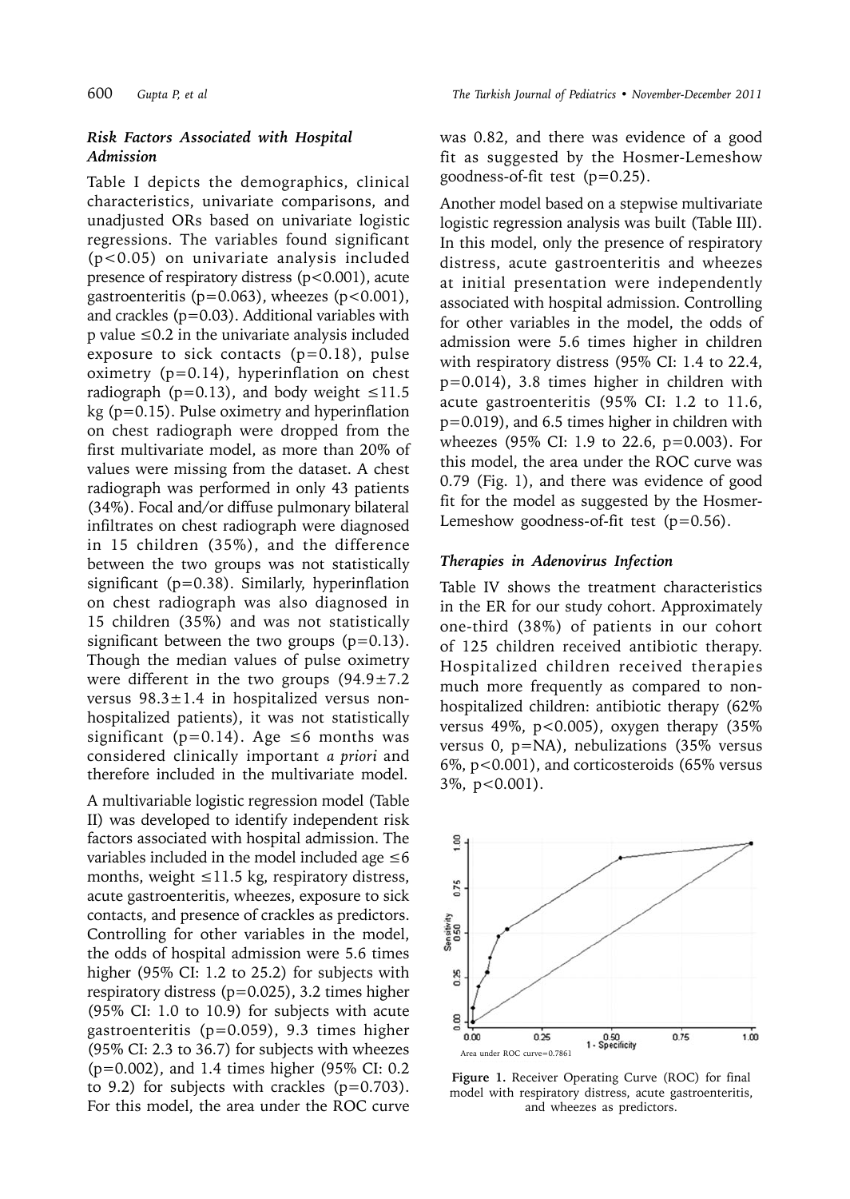### *Risk Factors Associated with Hospital Admission*

Table I depicts the demographics, clinical characteristics, univariate comparisons, and unadjusted ORs based on univariate logistic regressions. The variables found significant ($p<0.05$) on univariate analysis included presence of respiratory distress ($p<0.001$), acute gastroenteritis ($p=0.063$), wheezes ($p<0.001$), and crackles ($p=0.03$). Additional variables with p value $\leq 0.2$ in the univariate analysis included exposure to sick contacts ($p=0.18$), pulse oximetry ($p=0.14$), hyperinflation on chest radiograph ($p=0.13$), and body weight $\leq 11.5$ kg ($p=0.15$). Pulse oximetry and hyperinflation on chest radiograph were dropped from the first multivariate model, as more than 20% of values were missing from the dataset. A chest radiograph was performed in only 43 patients (34%). Focal and/or diffuse pulmonary bilateral infiltrates on chest radiograph were diagnosed in 15 children (35%), and the difference between the two groups was not statistically significant ($p=0.38$). Similarly, hyperinflation on chest radiograph was also diagnosed in 15 children (35%) and was not statistically significant between the two groups ($p=0.13$). Though the median values of pulse oximetry were different in the two groups ($94.9\pm7.2$ versus $98.3\pm1.4$ in hospitalized versus non-hospitalized patients), it was not statistically significant ($p=0.14$). Age $\leq 6$ months was considered clinically important *a priori* and therefore included in the multivariate model.

A multivariable logistic regression model (Table II) was developed to identify independent risk factors associated with hospital admission. The variables included in the model included age $\leq 6$ months, weight $\leq 11.5$ kg, respiratory distress, acute gastroenteritis, wheezes, exposure to sick contacts, and presence of crackles as predictors. Controlling for other variables in the model, the odds of hospital admission were 5.6 times higher (95% CI: 1.2 to 25.2) for subjects with respiratory distress ($p=0.025$), 3.2 times higher (95% CI: 1.0 to 10.9) for subjects with acute gastroenteritis ($p=0.059$), 9.3 times higher (95% CI: 2.3 to 36.7) for subjects with wheezes ($p=0.002$), and 1.4 times higher (95% CI: 0.2 to 9.2) for subjects with crackles ($p=0.703$). For this model, the area under the ROC curve was 0.82, and there was evidence of a good fit as suggested by the Hosmer-Lemeshow goodness-of-fit test ($p=0.25$).

Another model based on a stepwise multivariate logistic regression analysis was built (Table III). In this model, only the presence of respiratory distress, acute gastroenteritis and wheezes at initial presentation were independently associated with hospital admission. Controlling for other variables in the model, the odds of admission were 5.6 times higher in children with respiratory distress (95% CI: 1.4 to 22.4, $p=0.014$), 3.8 times higher in children with acute gastroenteritis (95% CI: 1.2 to 11.6, $p=0.019$), and 6.5 times higher in children with wheezes (95% CI: 1.9 to 22.6, $p=0.003$). For this model, the area under the ROC curve was 0.79 (Fig. 1), and there was evidence of good fit for the model as suggested by the Hosmer-Lemeshow goodness-of-fit test ($p=0.56$).

### *Therapies in Adenovirus Infection*

Table IV shows the treatment characteristics in the ER for our study cohort. Approximately one-third (38%) of patients in our cohort of 125 children received antibiotic therapy. Hospitalized children received therapies much more frequently as compared to non-hospitalized children: antibiotic therapy (62% versus 49%, $p<0.005$), oxygen therapy (35% versus 0, p=NA), nebulizations (35% versus 6%, $p<0.001$), and corticosteroids (65% versus 3%, $p<0.001$).

Sensitivity
0.00
0.25
0.50
0.75
1.00
0.00
0.25
0.50
0.75
1.00
1 - Specificity
Area under ROC curve=0.7861

**Figure 1.** Receiver Operating Curve (ROC) for final model with respiratory distress, acute gastroenteritis, and wheezes as predictors.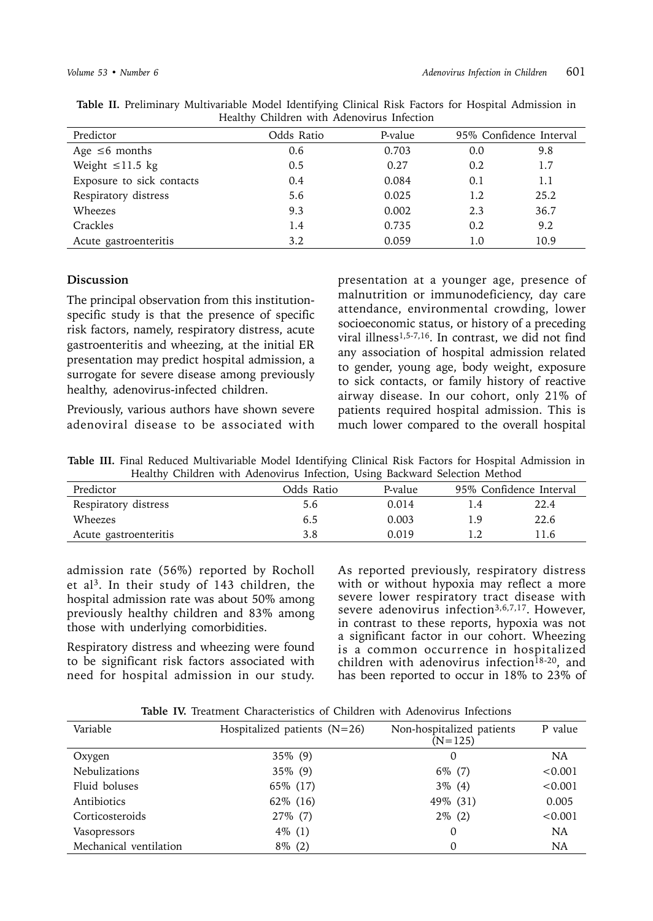**Table II.** Preliminary Multivariable Model Identifying Clinical Risk Factors for Hospital Admission in Healthy Children with Adenovirus Infection

| Predictor | Odds Ratio | P-value | 95% Confidence Interval | |
|---|---|---|---|---|
| Age ≤6 months | 0.6 | 0.703 | 0.0 | 9.8 |
| Weight ≤11.5 kg | 0.5 | 0.27 | 0.2 | 1.7 |
| Exposure to sick contacts | 0.4 | 0.084 | 0.1 | 1.1 |
| Respiratory distress | 5.6 | 0.025 | 1.2 | 25.2 |
| Wheezes | 9.3 | 0.002 | 2.3 | 36.7 |
| Crackles | 1.4 | 0.735 | 0.2 | 9.2 |
| Acute gastroenteritis | 3.2 | 0.059 | 1.0 | 10.9 |

## Discussion

The principal observation from this institution-specific study is that the presence of specific risk factors, namely, respiratory distress, acute gastroenteritis and wheezing, at the initial ER presentation may predict hospital admission, a surrogate for severe disease among previously healthy, adenovirus-infected children.

Previously, various authors have shown severe adenoviral disease to be associated with presentation at a younger age, presence of malnutrition or immunodeficiency, day care attendance, environmental crowding, lower socioeconomic status, or history of a preceding viral illness[1,5-7,16]. In contrast, we did not find any association of hospital admission related to gender, young age, body weight, exposure to sick contacts, or family history of reactive airway disease. In our cohort, only 21% of patients required hospital admission. This is much lower compared to the overall hospital admission rate (56%) reported by Rocholl et al[3]. In their study of 143 children, the hospital admission rate was about 50% among previously healthy children and 83% among those with underlying comorbidities.

**Table III.** Final Reduced Multivariable Model Identifying Clinical Risk Factors for Hospital Admission in Healthy Children with Adenovirus Infection, Using Backward Selection Method

| Predictor | Odds Ratio | P-value | 95% Confidence Interval | |
|---|---|---|---|---|
| Respiratory distress | 5.6 | 0.014 | 1.4 | 22.4 |
| Wheezes | 6.5 | 0.003 | 1.9 | 22.6 |
| Acute gastroenteritis | 3.8 | 0.019 | 1.2 | 11.6 |

Respiratory distress and wheezing were found to be significant risk factors associated with need for hospital admission in our study. As reported previously, respiratory distress with or without hypoxia may reflect a more severe lower respiratory tract disease with severe adenovirus infection[3,6,7,17]. However, in contrast to these reports, hypoxia was not a significant factor in our cohort. Wheezing is a common occurrence in hospitalized children with adenovirus infection[18-20], and has been reported to occur in 18% to 23% of

**Table IV.** Treatment Characteristics of Children with Adenovirus Infections

| Variable | Hospitalized patients (N=26) | Non-hospitalized patients (N=125) | P value |
|---|---|---|---|
| Oxygen | 35% (9) | 0 | NA |
| Nebulizations | 35% (9) | 6% (7) | <0.001 |
| Fluid boluses | 65% (17) | 3% (4) | <0.001 |
| Antibiotics | 62% (16) | 49% (31) | 0.005 |
| Corticosteroids | 27% (7) | 2% (2) | <0.001 |
| Vasopressors | 4% (1) | 0 | NA |
| Mechanical ventilation | 8% (2) | 0 | NA |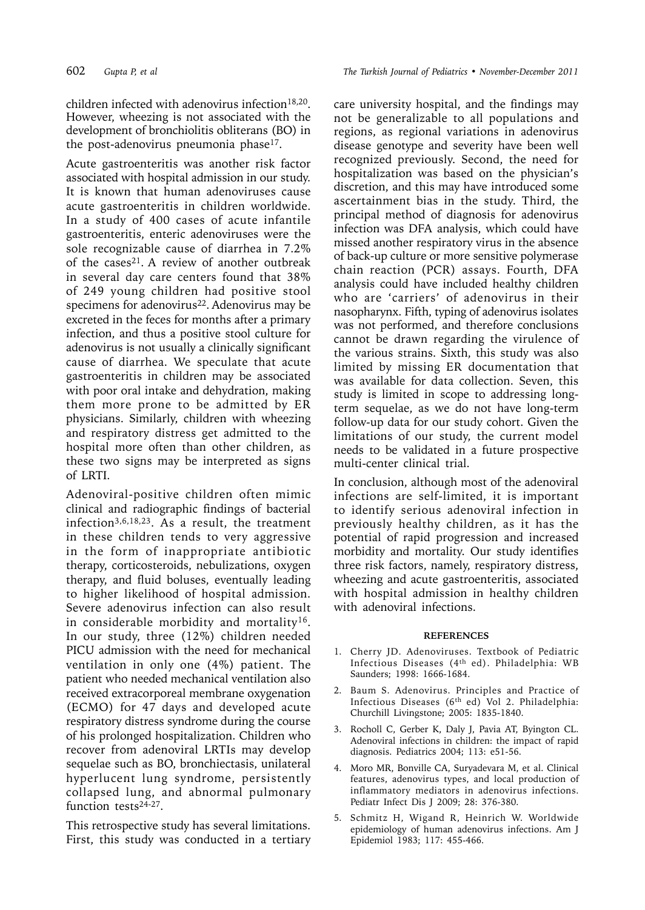children infected with adenovirus infection[18,20]. However, wheezing is not associated with the development of bronchiolitis obliterans (BO) in the post-adenovirus pneumonia phase[17].

Acute gastroenteritis was another risk factor associated with hospital admission in our study. It is known that human adenoviruses cause acute gastroenteritis in children worldwide. In a study of 400 cases of acute infantile gastroenteritis, enteric adenoviruses were the sole recognizable cause of diarrhea in 7.2% of the cases[21]. A review of another outbreak in several day care centers found that 38% of 249 young children had positive stool specimens for adenovirus[22]. Adenovirus may be excreted in the feces for months after a primary infection, and thus a positive stool culture for adenovirus is not usually a clinically significant cause of diarrhea. We speculate that acute gastroenteritis in children may be associated with poor oral intake and dehydration, making them more prone to be admitted by ER physicians. Similarly, children with wheezing and respiratory distress get admitted to the hospital more often than other children, as these two signs may be interpreted as signs of LRTI.

Adenoviral-positive children often mimic clinical and radiographic findings of bacterial infection[3,6,18,23]. As a result, the treatment in these children tends to very aggressive in the form of inappropriate antibiotic therapy, corticosteroids, nebulizations, oxygen therapy, and fluid boluses, eventually leading to higher likelihood of hospital admission. Severe adenovirus infection can also result in considerable morbidity and mortality[16]. In our study, three (12%) children needed PICU admission with the need for mechanical ventilation in only one (4%) patient. The patient who needed mechanical ventilation also received extracorporeal membrane oxygenation (ECMO) for 47 days and developed acute respiratory distress syndrome during the course of his prolonged hospitalization. Children who recover from adenoviral LRTIs may develop sequelae such as BO, bronchiectasis, unilateral hyperlucent lung syndrome, persistently collapsed lung, and abnormal pulmonary function tests[24-27].

This retrospective study has several limitations. First, this study was conducted in a tertiary care university hospital, and the findings may not be generalizable to all populations and regions, as regional variations in adenovirus disease genotype and severity have been well recognized previously. Second, the need for hospitalization was based on the physician's discretion, and this may have introduced some ascertainment bias in the study. Third, the principal method of diagnosis for adenovirus infection was DFA analysis, which could have missed another respiratory virus in the absence of back-up culture or more sensitive polymerase chain reaction (PCR) assays. Fourth, DFA analysis could have included healthy children who are 'carriers' of adenovirus in their nasopharynx. Fifth, typing of adenovirus isolates was not performed, and therefore conclusions cannot be drawn regarding the virulence of the various strains. Sixth, this study was also limited by missing ER documentation that was available for data collection. Seven, this study is limited in scope to addressing long-term sequelae, as we do not have long-term follow-up data for our study cohort. Given the limitations of our study, the current model needs to be validated in a future prospective multi-center clinical trial.

In conclusion, although most of the adenoviral infections are self-limited, it is important to identify serious adenoviral infection in previously healthy children, as it has the potential of rapid progression and increased morbidity and mortality. Our study identifies three risk factors, namely, respiratory distress, wheezing and acute gastroenteritis, associated with hospital admission in healthy children with adenoviral infections.

## REFERENCES

1. Cherry JD. Adenoviruses. Textbook of Pediatric Infectious Diseases (4th ed). Philadelphia: WB Saunders; 1998: 1666-1684.
2. Baum S. Adenovirus. Principles and Practice of Infectious Diseases (6th ed) Vol 2. Philadelphia: Churchill Livingstone; 2005: 1835-1840.
3. Rocholl C, Gerber K, Daly J, Pavia AT, Byington CL. Adenoviral infections in children: the impact of rapid diagnosis. Pediatrics 2004; 113: e51-56.
4. Moro MR, Bonville CA, Suryadevara M, et al. Clinical features, adenovirus types, and local production of inflammatory mediators in adenovirus infections. Pediatr Infect Dis J 2009; 28: 376-380.
5. Schmitz H, Wigand R, Heinrich W. Worldwide epidemiology of human adenovirus infections. Am J Epidemiol 1983; 117: 455-466.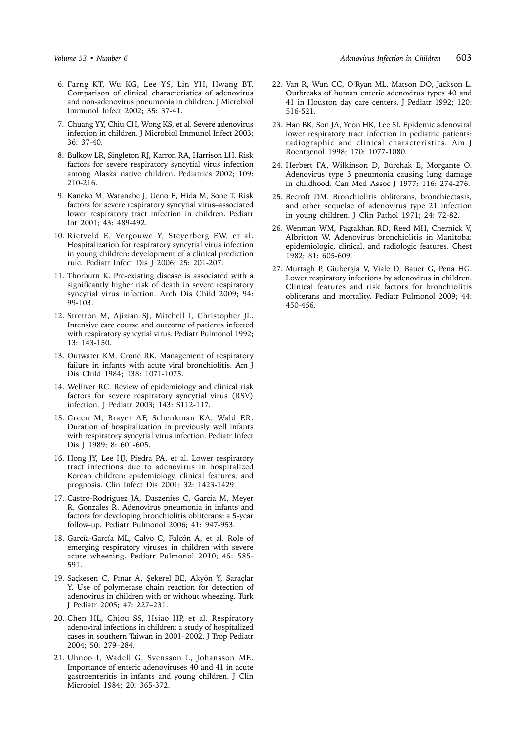6. Farng KT, Wu KG, Lee YS, Lin YH, Hwang BT. Comparison of clinical characteristics of adenovirus and non-adenovirus pneumonia in children. J Microbiol Immunol Infect 2002; 35: 37-41.
7. Chuang YY, Chiu CH, Wong KS, et al. Severe adenovirus infection in children. J Microbiol Immunol Infect 2003; 36: 37-40.
8. Bulkow LR, Singleton RJ, Karron RA, Harrison LH. Risk factors for severe respiratory syncytial virus infection among Alaska native children. Pediatrics 2002; 109: 210-216.
9. Kaneko M, Watanabe J, Ueno E, Hida M, Sone T. Risk factors for severe respiratory syncytial virus–associated lower respiratory tract infection in children. Pediatr Int 2001; 43: 489-492.
10. Rietveld E, Vergouwe Y, Steyerberg EW, et al. Hospitalization for respiratory syncytial virus infection in young children: development of a clinical prediction rule. Pediatr Infect Dis J 2006; 25: 201-207.
11. Thorburn K. Pre-existing disease is associated with a significantly higher risk of death in severe respiratory syncytial virus infection. Arch Dis Child 2009; 94: 99-103.
12. Stretton M, Ajizian SJ, Mitchell I, Christopher JL. Intensive care course and outcome of patients infected with respiratory syncytial virus. Pediatr Pulmonol 1992; 13: 143-150.
13. Outwater KM, Crone RK. Management of respiratory failure in infants with acute viral bronchiolitis. Am J Dis Child 1984; 138: 1071-1075.
14. Welliver RC. Review of epidemiology and clinical risk factors for severe respiratory syncytial virus (RSV) infection. J Pediatr 2003; 143: S112-117.
15. Green M, Brayer AF, Schenkman KA, Wald ER. Duration of hospitalization in previously well infants with respiratory syncytial virus infection. Pediatr Infect Dis J 1989; 8: 601-605.
16. Hong JY, Lee HJ, Piedra PA, et al. Lower respiratory tract infections due to adenovirus in hospitalized Korean children: epidemiology, clinical features, and prognosis. Clin Infect Dis 2001; 32: 1423-1429.
17. Castro-Rodriguez JA, Daszenies C, Garcia M, Meyer R, Gonzales R. Adenovirus pneumonia in infants and factors for developing bronchiolitis obliterans: a 5-year follow-up. Pediatr Pulmonol 2006; 41: 947-953.
18. García-García ML, Calvo C, Falcón A, et al. Role of emerging respiratory viruses in children with severe acute wheezing. Pediatr Pulmonol 2010; 45: 585-591.
19. Saçkesen C, Pınar A, Şekerel BE, Akyön Y, Saraçlar Y. Use of polymerase chain reaction for detection of adenovirus in children with or without wheezing. Turk J Pediatr 2005; 47: 227–231.
20. Chen HL, Chiou SS, Hsiao HP, et al. Respiratory adenoviral infections in children: a study of hospitalized cases in southern Taiwan in 2001–2002. J Trop Pediatr 2004; 50: 279–284.
21. Uhnoo I, Wadell G, Svensson L, Johansson ME. Importance of enteric adenoviruses 40 and 41 in acute gastroenteritis in infants and young children. J Clin Microbiol 1984; 20: 365-372.
22. Van R, Wun CC, O'Ryan ML, Matson DO, Jackson L. Outbreaks of human enteric adenovirus types 40 and 41 in Houston day care centers. J Pediatr 1992; 120: 516-521.
23. Han BK, Son JA, Yoon HK, Lee SI. Epidemic adenoviral lower respiratory tract infection in pediatric patients: radiographic and clinical characteristics. Am J Roentgenol 1998; 170: 1077-1080.
24. Herbert FA, Wilkinson D, Burchak E, Morgante O. Adenovirus type 3 pneumonia causing lung damage in childhood. Can Med Assoc J 1977; 116: 274-276.
25. Becroft DM. Bronchiolitis obliterans, bronchiectasis, and other sequelae of adenovirus type 21 infection in young children. J Clin Pathol 1971; 24: 72-82.
26. Wenman WM, Pagtakhan RD, Reed MH, Chernick V, Albritton W. Adenovirus bronchiolitis in Manitoba: epidemiologic, clinical, and radiologic features. Chest 1982; 81: 605-609.
27. Murtagh P, Giubergia V, Viale D, Bauer G, Pena HG. Lower respiratory infections by adenovirus in children. Clinical features and risk factors for bronchiolitis obliterans and mortality. Pediatr Pulmonol 2009; 44: 450-456.